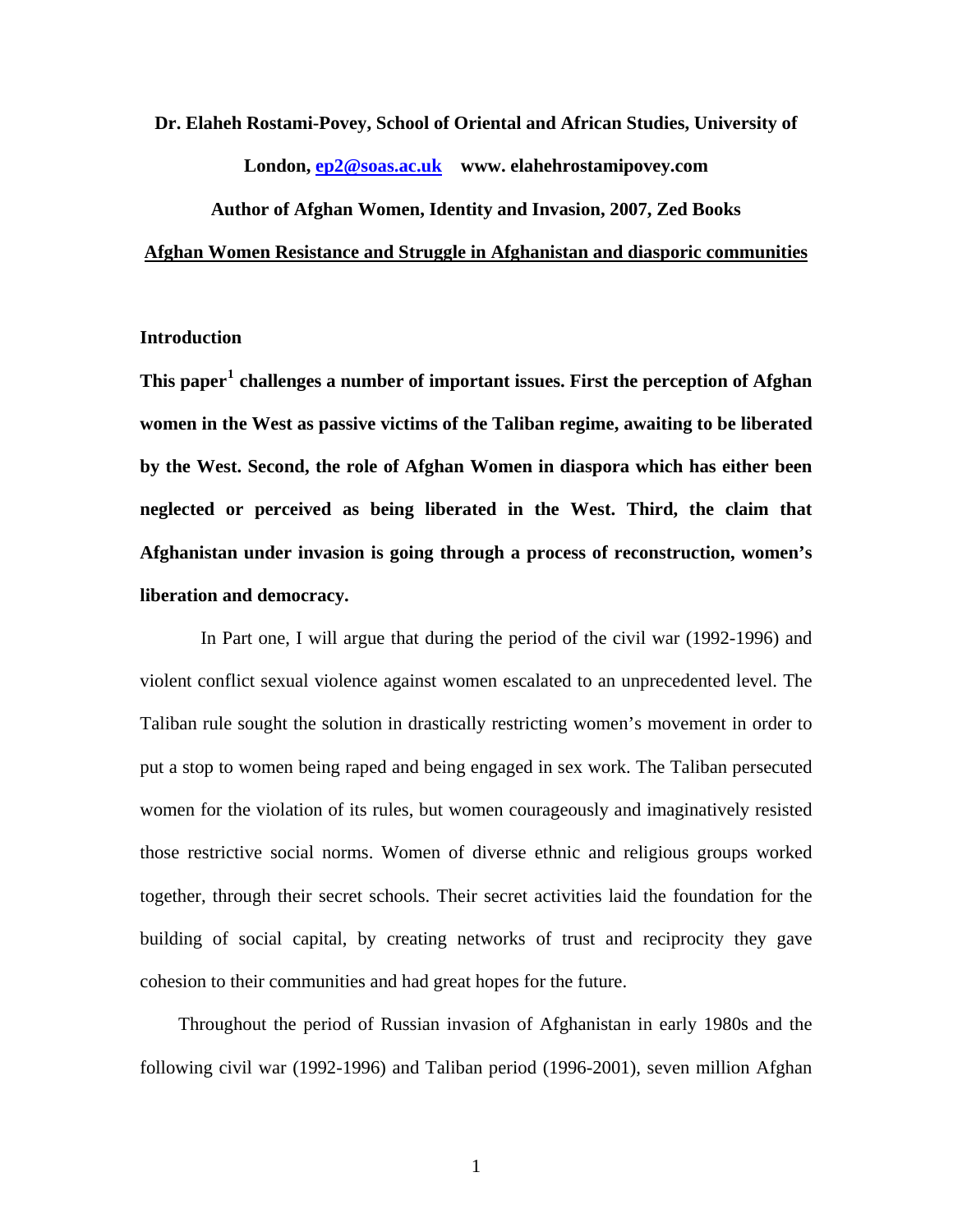**Dr. Elaheh Rostami-Povey, School of Oriental and African Studies, University of London, ep2@soas.ac.uk www. elahehrostamipovey.com**

**Author of Afghan Women, Identity and Invasion, 2007, Zed Books**

# Afghan Women Resistance and Struggle in Afghanistan and diasporic communities

## Introduction

**This paper[1] challenges a number of important issues. First the perception of Afghan women in the West as passive victims of the Taliban regime, awaiting to be liberated by the West. Second, the role of Afghan Women in diaspora which has either been neglected or perceived as being liberated in the West. Third, the claim that Afghanistan under invasion is going through a process of reconstruction, women's liberation and democracy.**

In Part one, I will argue that during the period of the civil war (1992-1996) and violent conflict sexual violence against women escalated to an unprecedented level. The Taliban rule sought the solution in drastically restricting women's movement in order to put a stop to women being raped and being engaged in sex work. The Taliban persecuted women for the violation of its rules, but women courageously and imaginatively resisted those restrictive social norms. Women of diverse ethnic and religious groups worked together, through their secret schools. Their secret activities laid the foundation for the building of social capital, by creating networks of trust and reciprocity they gave cohesion to their communities and had great hopes for the future.

Throughout the period of Russian invasion of Afghanistan in early 1980s and the following civil war (1992-1996) and Taliban period (1996-2001), seven million Afghan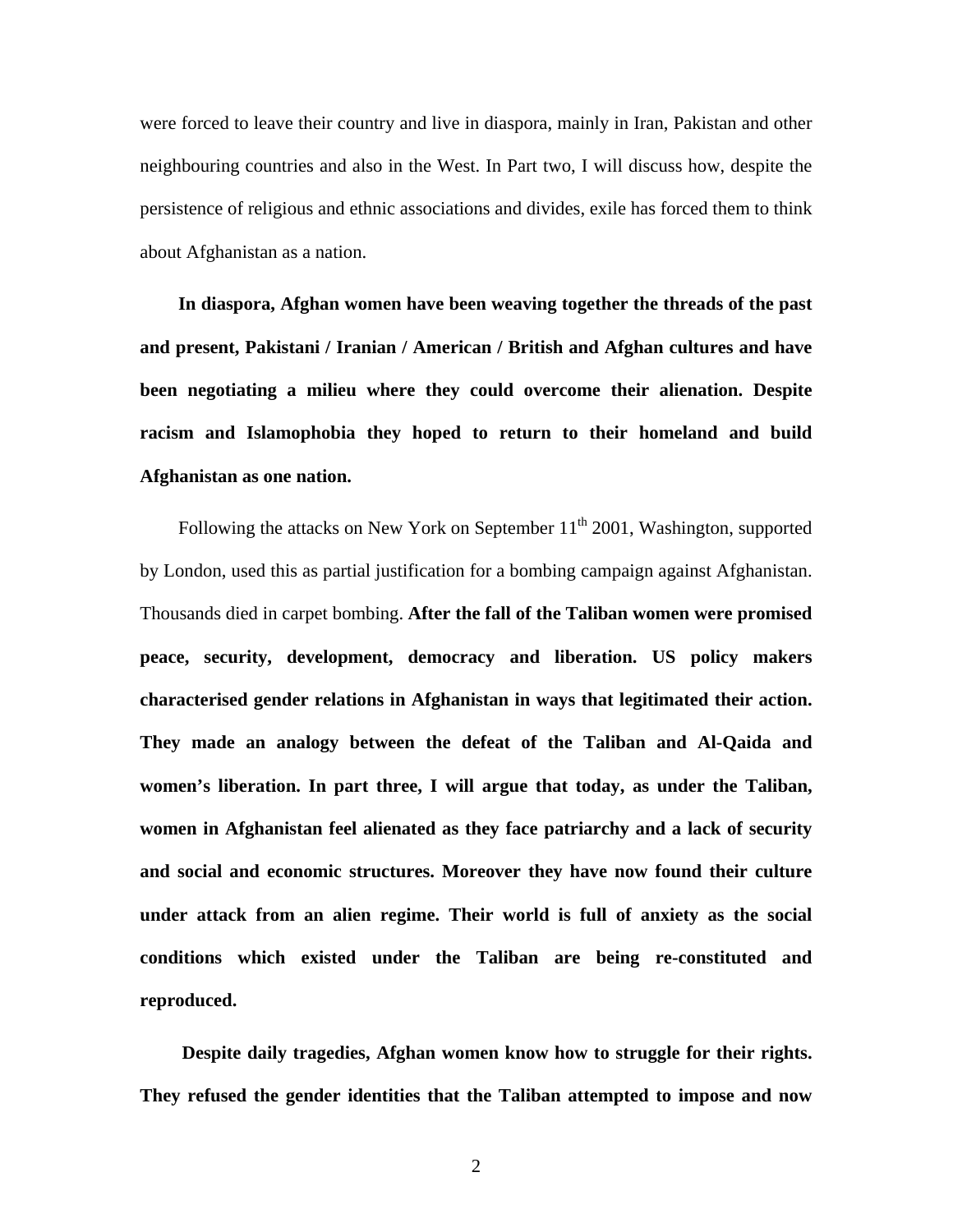were forced to leave their country and live in diaspora, mainly in Iran, Pakistan and other neighbouring countries and also in the West. In Part two, I will discuss how, despite the persistence of religious and ethnic associations and divides, exile has forced them to think about Afghanistan as a nation.

**In diaspora, Afghan women have been weaving together the threads of the past and present, Pakistani / Iranian / American / British and Afghan cultures and have been negotiating a milieu where they could overcome their alienation. Despite racism and Islamophobia they hoped to return to their homeland and build Afghanistan as one nation.**

Following the attacks on New York on September 11th 2001, Washington, supported by London, used this as partial justification for a bombing campaign against Afghanistan. Thousands died in carpet bombing. **After the fall of the Taliban women were promised peace, security, development, democracy and liberation. US policy makers characterised gender relations in Afghanistan in ways that legitimated their action. They made an analogy between the defeat of the Taliban and Al-Qaida and women's liberation. In part three, I will argue that today, as under the Taliban, women in Afghanistan feel alienated as they face patriarchy and a lack of security and social and economic structures. Moreover they have now found their culture under attack from an alien regime. Their world is full of anxiety as the social conditions which existed under the Taliban are being re-constituted and reproduced.**

**Despite daily tragedies, Afghan women know how to struggle for their rights. They refused the gender identities that the Taliban attempted to impose and now**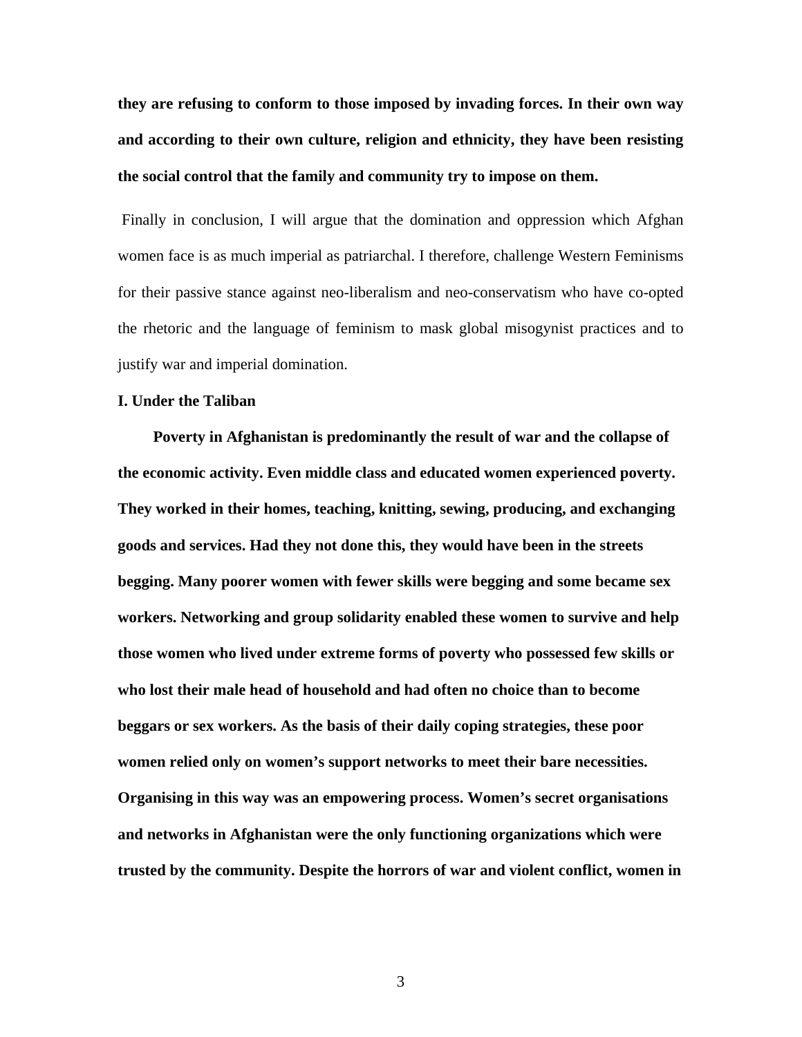**they are refusing to conform to those imposed by invading forces. In their own way and according to their own culture, religion and ethnicity, they have been resisting the social control that the family and community try to impose on them.**

Finally in conclusion, I will argue that the domination and oppression which Afghan women face is as much imperial as patriarchal. I therefore, challenge Western Feminisms for their passive stance against neo-liberalism and neo-conservatism who have co-opted the rhetoric and the language of feminism to mask global misogynist practices and to justify war and imperial domination.

**I. Under the Taliban**

**Poverty in Afghanistan is predominantly the result of war and the collapse of the economic activity. Even middle class and educated women experienced poverty. They worked in their homes, teaching, knitting, sewing, producing, and exchanging goods and services. Had they not done this, they would have been in the streets begging. Many poorer women with fewer skills were begging and some became sex workers. Networking and group solidarity enabled these women to survive and help those women who lived under extreme forms of poverty who possessed few skills or who lost their male head of household and had often no choice than to become beggars or sex workers. As the basis of their daily coping strategies, these poor women relied only on women's support networks to meet their bare necessities. Organising in this way was an empowering process. Women's secret organisations and networks in Afghanistan were the only functioning organizations which were trusted by the community. Despite the horrors of war and violent conflict, women in**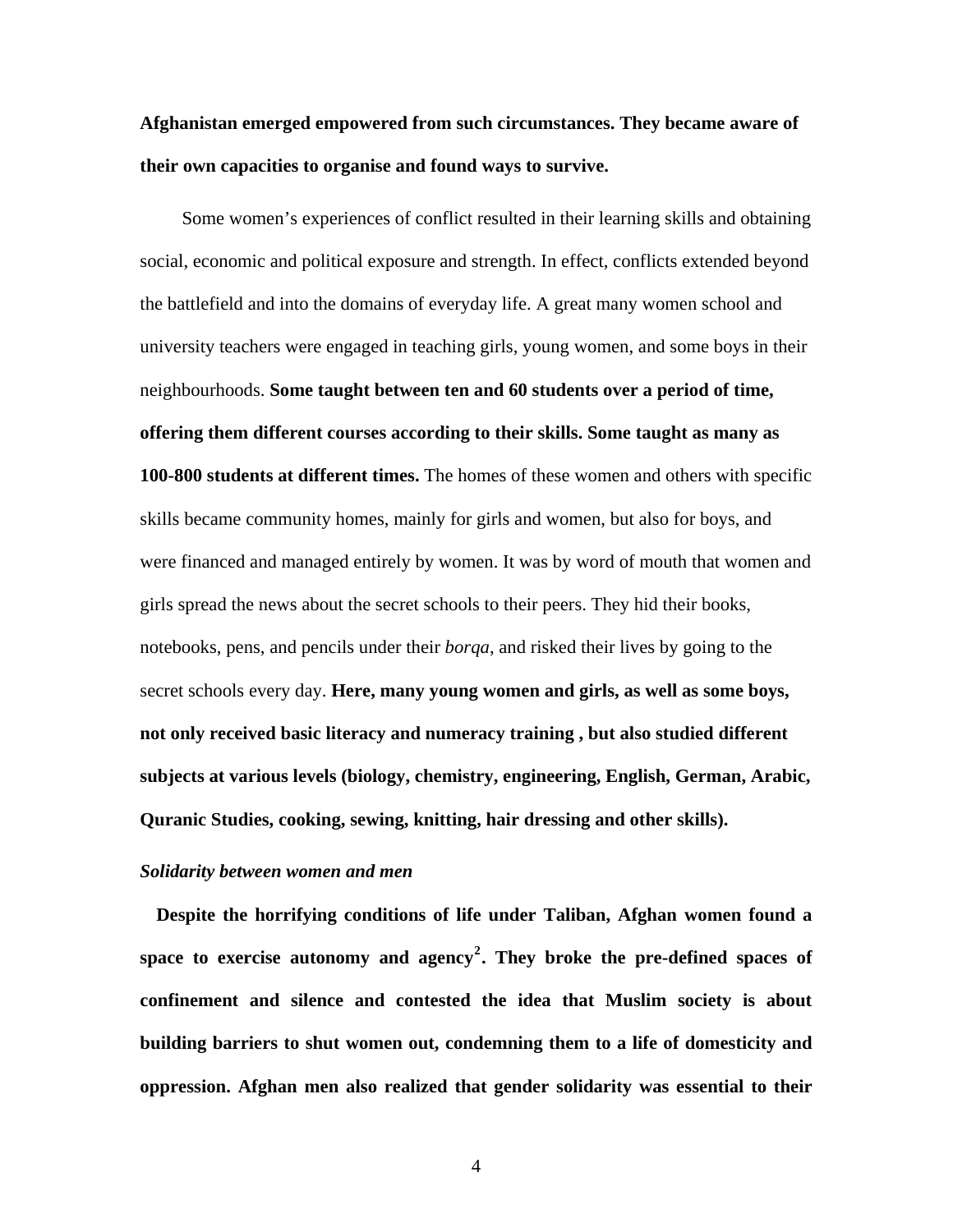**Afghanistan emerged empowered from such circumstances. They became aware of their own capacities to organise and found ways to survive.**

Some women's experiences of conflict resulted in their learning skills and obtaining social, economic and political exposure and strength. In effect, conflicts extended beyond the battlefield and into the domains of everyday life. A great many women school and university teachers were engaged in teaching girls, young women, and some boys in their neighbourhoods. **Some taught between ten and 60 students over a period of time, offering them different courses according to their skills. Some taught as many as 100-800 students at different times.** The homes of these women and others with specific skills became community homes, mainly for girls and women, but also for boys, and were financed and managed entirely by women. It was by word of mouth that women and girls spread the news about the secret schools to their peers. They hid their books, notebooks, pens, and pencils under their *borqa*, and risked their lives by going to the secret schools every day. **Here, many young women and girls, as well as some boys, not only received basic literacy and numeracy training , but also studied different subjects at various levels (biology, chemistry, engineering, English, German, Arabic, Quranic Studies, cooking, sewing, knitting, hair dressing and other skills).**

***Solidarity between women and men***

**Despite the horrifying conditions of life under Taliban, Afghan women found a space to exercise autonomy and agency[2]. They broke the pre-defined spaces of confinement and silence and contested the idea that Muslim society is about building barriers to shut women out, condemning them to a life of domesticity and oppression. Afghan men also realized that gender solidarity was essential to their**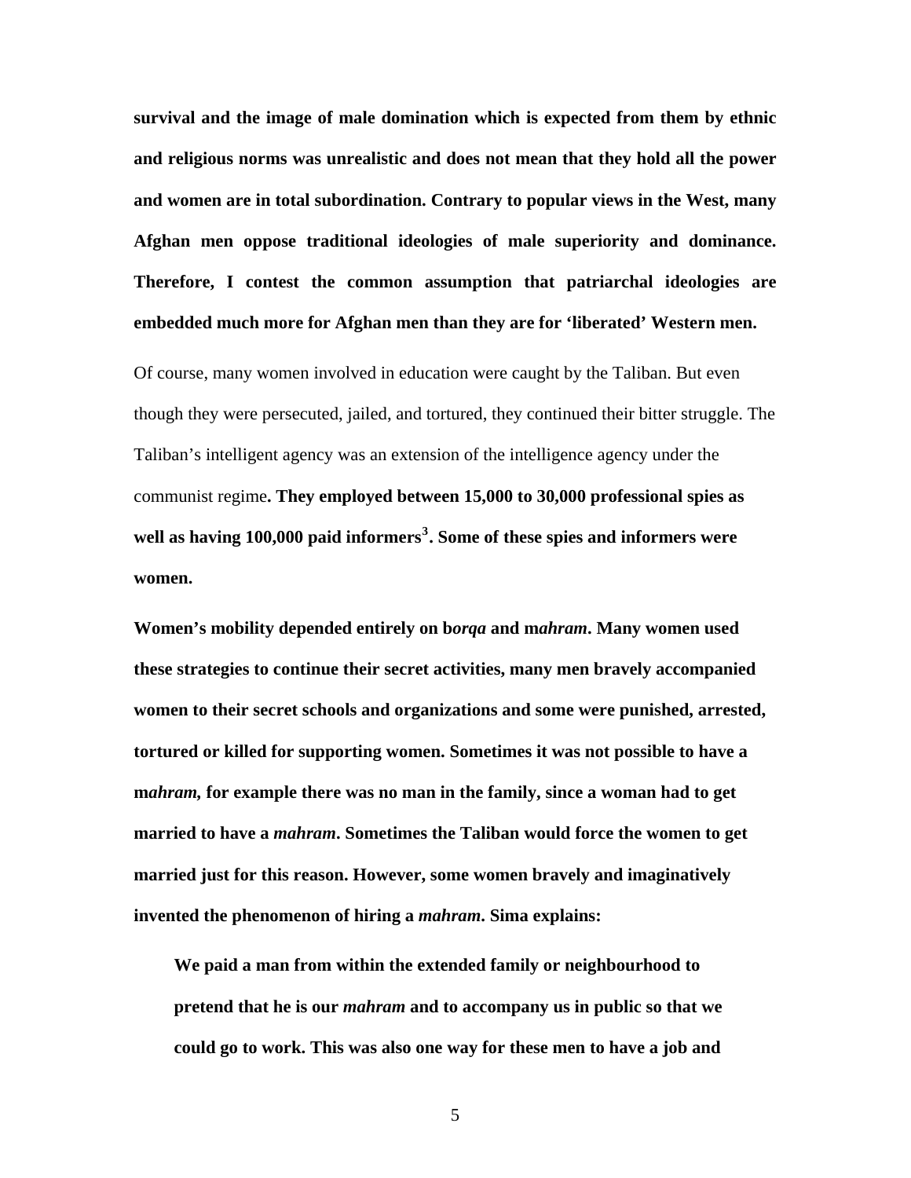**survival and the image of male domination which is expected from them by ethnic and religious norms was unrealistic and does not mean that they hold all the power and women are in total subordination. Contrary to popular views in the West, many Afghan men oppose traditional ideologies of male superiority and dominance. Therefore, I contest the common assumption that patriarchal ideologies are embedded much more for Afghan men than they are for 'liberated' Western men.**

Of course, many women involved in education were caught by the Taliban. But even though they were persecuted, jailed, and tortured, they continued their bitter struggle. The Taliban's intelligent agency was an extension of the intelligence agency under the communist regime**. They employed between 15,000 to 30,000 professional spies as well as having 100,000 paid informers[3]. Some of these spies and informers were women.**

**Women's mobility depended entirely on b*orqa* and m*ahram*. Many women used these strategies to continue their secret activities, many men bravely accompanied women to their secret schools and organizations and some were punished, arrested, tortured or killed for supporting women. Sometimes it was not possible to have a m*ahram,* for example there was no man in the family, since a woman had to get married to have a *mahram*. Sometimes the Taliban would force the women to get married just for this reason. However, some women bravely and imaginatively invented the phenomenon of hiring a *mahram*. Sima explains:**

> **We paid a man from within the extended family or neighbourhood to pretend that he is our *mahram* and to accompany us in public so that we could go to work. This was also one way for these men to have a job and**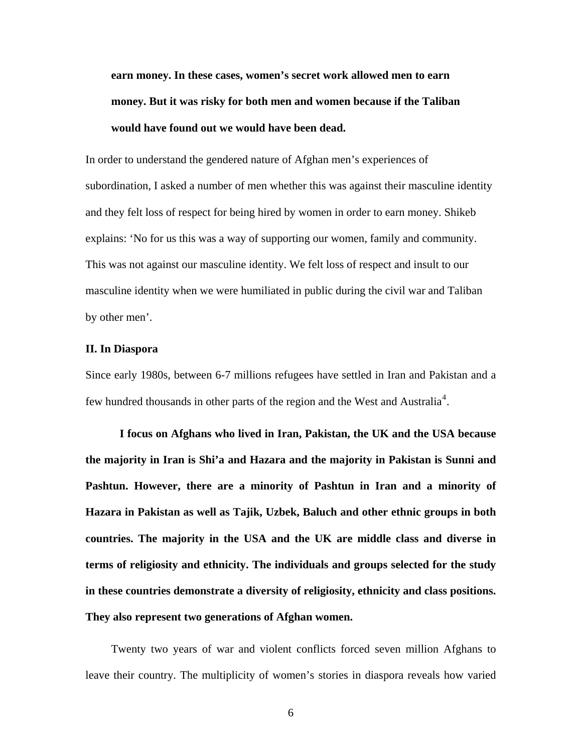**earn money. In these cases, women's secret work allowed men to earn money. But it was risky for both men and women because if the Taliban would have found out we would have been dead.**

In order to understand the gendered nature of Afghan men's experiences of subordination, I asked a number of men whether this was against their masculine identity and they felt loss of respect for being hired by women in order to earn money. Shikeb explains: 'No for us this was a way of supporting our women, family and community. This was not against our masculine identity. We felt loss of respect and insult to our masculine identity when we were humiliated in public during the civil war and Taliban by other men'.

### II. In Diaspora

Since early 1980s, between 6-7 millions refugees have settled in Iran and Pakistan and a few hundred thousands in other parts of the region and the West and Australia[4].

**I focus on Afghans who lived in Iran, Pakistan, the UK and the USA because the majority in Iran is Shi'a and Hazara and the majority in Pakistan is Sunni and Pashtun. However, there are a minority of Pashtun in Iran and a minority of Hazara in Pakistan as well as Tajik, Uzbek, Baluch and other ethnic groups in both countries. The majority in the USA and the UK are middle class and diverse in terms of religiosity and ethnicity. The individuals and groups selected for the study in these countries demonstrate a diversity of religiosity, ethnicity and class positions. They also represent two generations of Afghan women.**

Twenty two years of war and violent conflicts forced seven million Afghans to leave their country. The multiplicity of women's stories in diaspora reveals how varied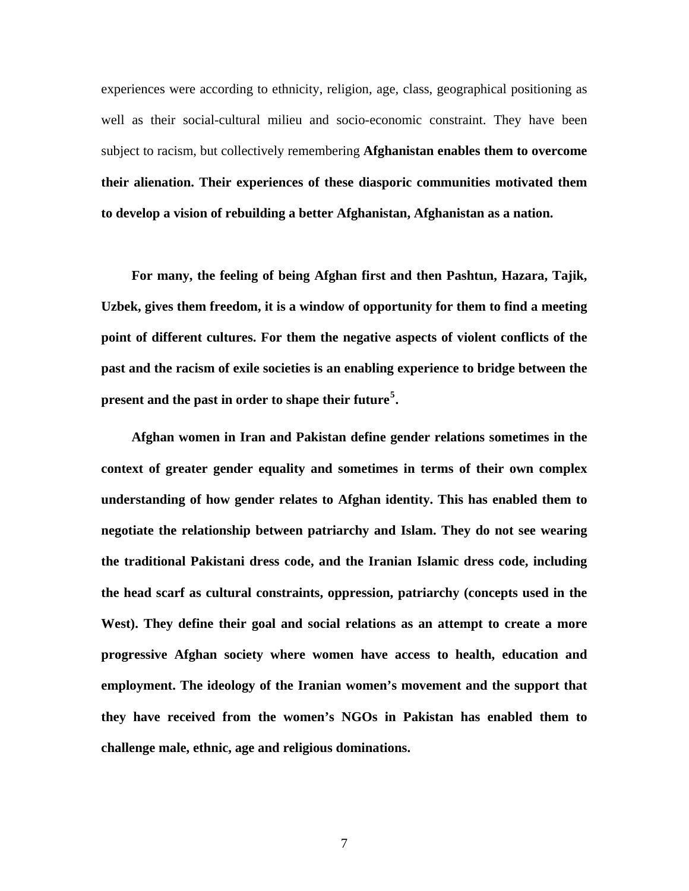experiences were according to ethnicity, religion, age, class, geographical positioning as well as their social-cultural milieu and socio-economic constraint. They have been subject to racism, but collectively remembering **Afghanistan enables them to overcome their alienation. Their experiences of these diasporic communities motivated them to develop a vision of rebuilding a better Afghanistan, Afghanistan as a nation.**

**For many, the feeling of being Afghan first and then Pashtun, Hazara, Tajik, Uzbek, gives them freedom, it is a window of opportunity for them to find a meeting point of different cultures. For them the negative aspects of violent conflicts of the past and the racism of exile societies is an enabling experience to bridge between the present and the past in order to shape their future[5].**

**Afghan women in Iran and Pakistan define gender relations sometimes in the context of greater gender equality and sometimes in terms of their own complex understanding of how gender relates to Afghan identity. This has enabled them to negotiate the relationship between patriarchy and Islam. They do not see wearing the traditional Pakistani dress code, and the Iranian Islamic dress code, including the head scarf as cultural constraints, oppression, patriarchy (concepts used in the West). They define their goal and social relations as an attempt to create a more progressive Afghan society where women have access to health, education and employment. The ideology of the Iranian women's movement and the support that they have received from the women's NGOs in Pakistan has enabled them to challenge male, ethnic, age and religious dominations.**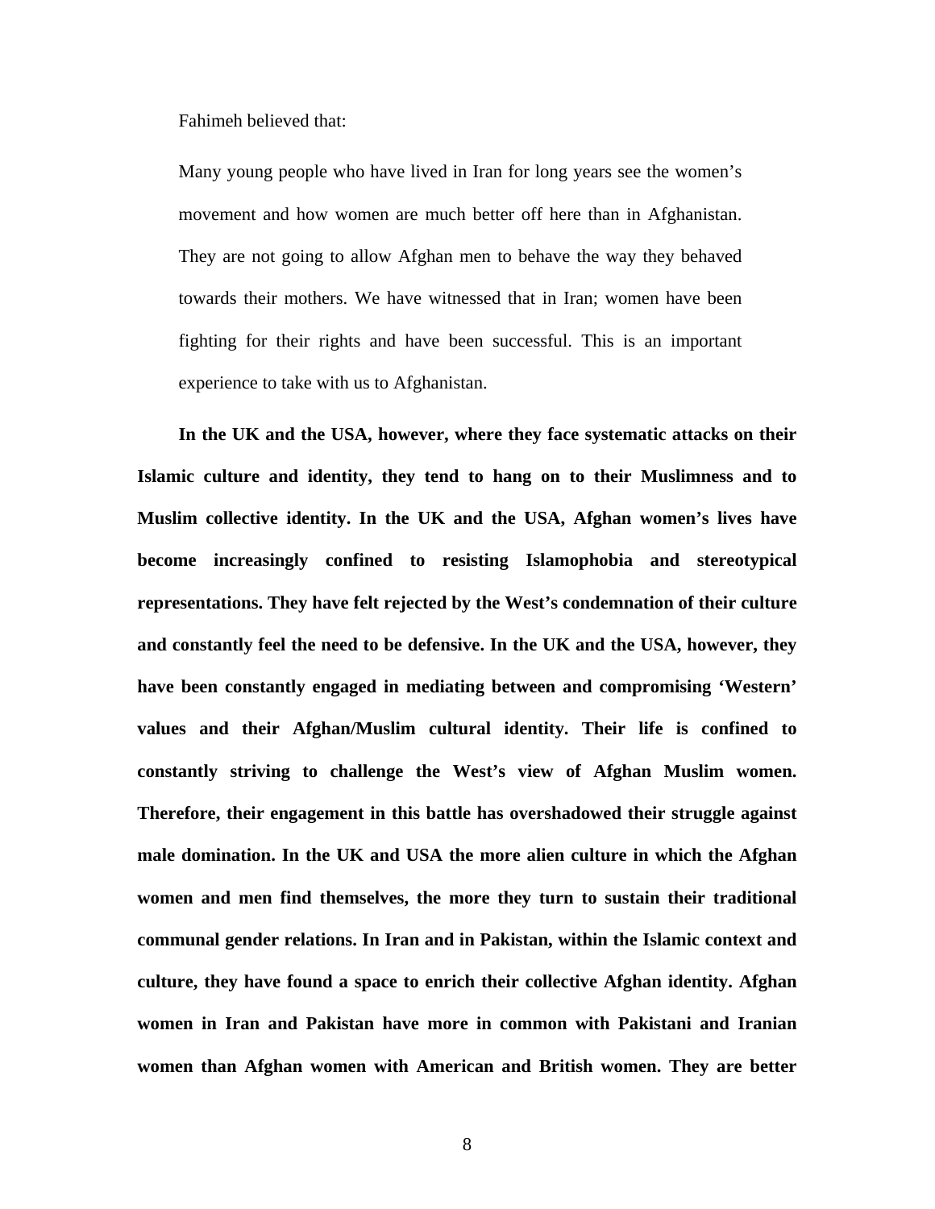Fahimeh believed that:

> Many young people who have lived in Iran for long years see the women's movement and how women are much better off here than in Afghanistan. They are not going to allow Afghan men to behave the way they behaved towards their mothers. We have witnessed that in Iran; women have been fighting for their rights and have been successful. This is an important experience to take with us to Afghanistan.

**In the UK and the USA, however, where they face systematic attacks on their Islamic culture and identity, they tend to hang on to their Muslimness and to Muslim collective identity. In the UK and the USA, Afghan women's lives have become increasingly confined to resisting Islamophobia and stereotypical representations. They have felt rejected by the West's condemnation of their culture and constantly feel the need to be defensive. In the UK and the USA, however, they have been constantly engaged in mediating between and compromising 'Western' values and their Afghan/Muslim cultural identity. Their life is confined to constantly striving to challenge the West's view of Afghan Muslim women. Therefore, their engagement in this battle has overshadowed their struggle against male domination. In the UK and USA the more alien culture in which the Afghan women and men find themselves, the more they turn to sustain their traditional communal gender relations. In Iran and in Pakistan, within the Islamic context and culture, they have found a space to enrich their collective Afghan identity. Afghan women in Iran and Pakistan have more in common with Pakistani and Iranian women than Afghan women with American and British women. They are better**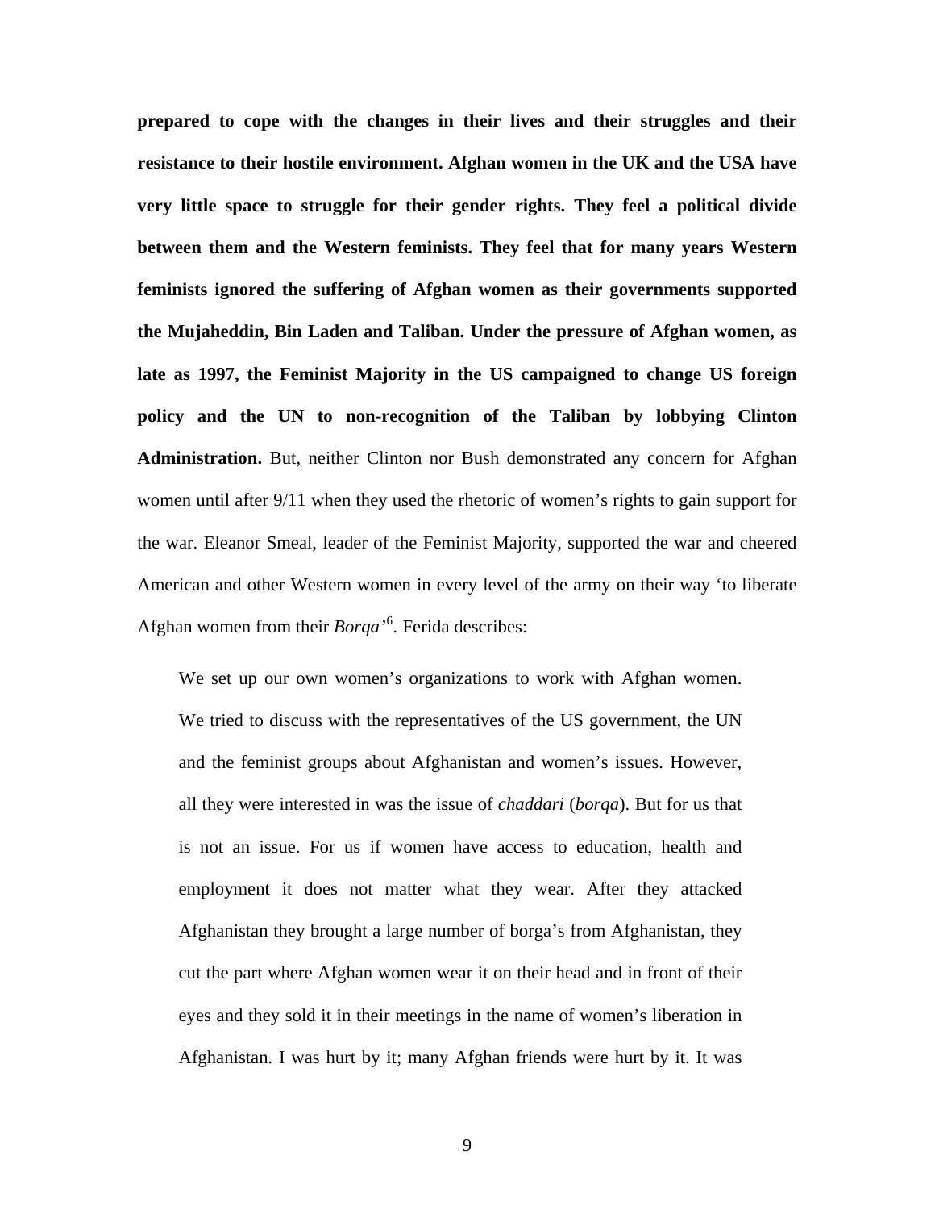**prepared to cope with the changes in their lives and their struggles and their resistance to their hostile environment. Afghan women in the UK and the USA have very little space to struggle for their gender rights. They feel a political divide between them and the Western feminists. They feel that for many years Western feminists ignored the suffering of Afghan women as their governments supported the Mujaheddin, Bin Laden and Taliban. Under the pressure of Afghan women, as late as 1997, the Feminist Majority in the US campaigned to change US foreign policy and the UN to non-recognition of the Taliban by lobbying Clinton Administration.** But, neither Clinton nor Bush demonstrated any concern for Afghan women until after 9/11 when they used the rhetoric of women's rights to gain support for the war. Eleanor Smeal, leader of the Feminist Majority, supported the war and cheered American and other Western women in every level of the army on their way 'to liberate Afghan women from their *Borqa*'[6]. Ferida describes:

> We set up our own women's organizations to work with Afghan women. We tried to discuss with the representatives of the US government, the UN and the feminist groups about Afghanistan and women's issues. However, all they were interested in was the issue of *chaddari* (*borqa*). But for us that is not an issue. For us if women have access to education, health and employment it does not matter what they wear. After they attacked Afghanistan they brought a large number of borga's from Afghanistan, they cut the part where Afghan women wear it on their head and in front of their eyes and they sold it in their meetings in the name of women's liberation in Afghanistan. I was hurt by it; many Afghan friends were hurt by it. It was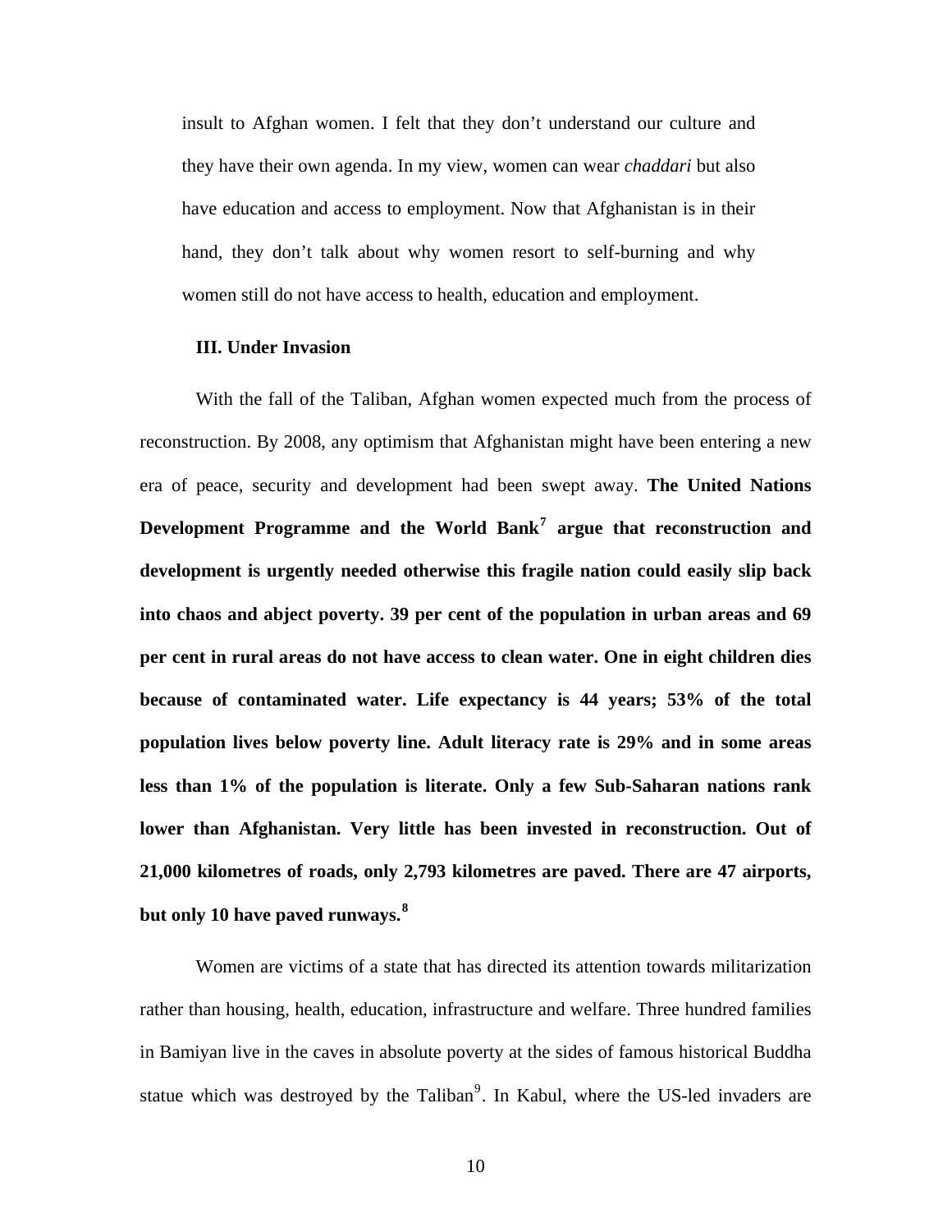insult to Afghan women. I felt that they don't understand our culture and they have their own agenda. In my view, women can wear *chaddari* but also have education and access to employment. Now that Afghanistan is in their hand, they don't talk about why women resort to self-burning and why women still do not have access to health, education and employment.

### III. Under Invasion

With the fall of the Taliban, Afghan women expected much from the process of reconstruction. By 2008, any optimism that Afghanistan might have been entering a new era of peace, security and development had been swept away. **The United Nations Development Programme and the World Bank[7] argue that reconstruction and development is urgently needed otherwise this fragile nation could easily slip back into chaos and abject poverty. 39 per cent of the population in urban areas and 69 per cent in rural areas do not have access to clean water. One in eight children dies because of contaminated water. Life expectancy is 44 years; 53% of the total population lives below poverty line. Adult literacy rate is 29% and in some areas less than 1% of the population is literate. Only a few Sub-Saharan nations rank lower than Afghanistan. Very little has been invested in reconstruction. Out of 21,000 kilometres of roads, only 2,793 kilometres are paved. There are 47 airports, but only 10 have paved runways.[8]**

Women are victims of a state that has directed its attention towards militarization rather than housing, health, education, infrastructure and welfare. Three hundred families in Bamiyan live in the caves in absolute poverty at the sides of famous historical Buddha statue which was destroyed by the Taliban[9]. In Kabul, where the US-led invaders are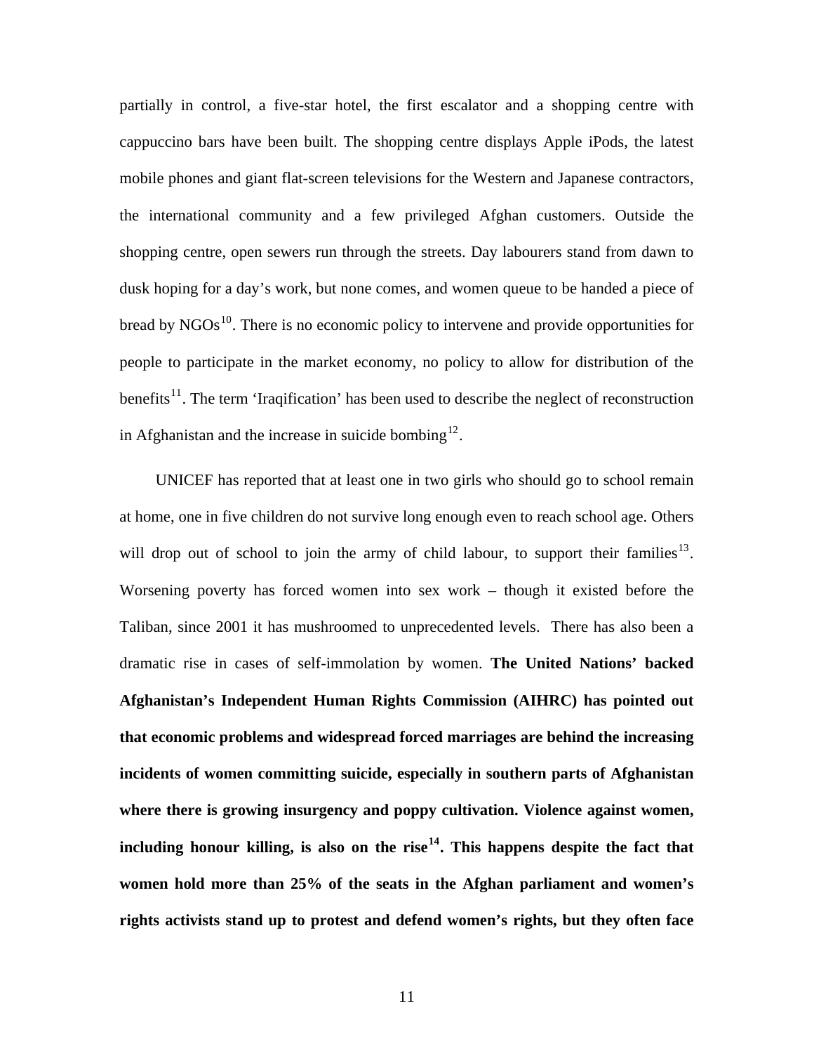partially in control, a five-star hotel, the first escalator and a shopping centre with cappuccino bars have been built. The shopping centre displays Apple iPods, the latest mobile phones and giant flat-screen televisions for the Western and Japanese contractors, the international community and a few privileged Afghan customers. Outside the shopping centre, open sewers run through the streets. Day labourers stand from dawn to dusk hoping for a day's work, but none comes, and women queue to be handed a piece of bread by NGOs[10]. There is no economic policy to intervene and provide opportunities for people to participate in the market economy, no policy to allow for distribution of the benefits[11]. The term 'Iraqification' has been used to describe the neglect of reconstruction in Afghanistan and the increase in suicide bombing[12].

UNICEF has reported that at least one in two girls who should go to school remain at home, one in five children do not survive long enough even to reach school age. Others will drop out of school to join the army of child labour, to support their families[13]. Worsening poverty has forced women into sex work – though it existed before the Taliban, since 2001 it has mushroomed to unprecedented levels. There has also been a dramatic rise in cases of self-immolation by women. **The United Nations' backed Afghanistan's Independent Human Rights Commission (AIHRC) has pointed out that economic problems and widespread forced marriages are behind the increasing incidents of women committing suicide, especially in southern parts of Afghanistan where there is growing insurgency and poppy cultivation. Violence against women, including honour killing, is also on the rise[14]. This happens despite the fact that women hold more than 25% of the seats in the Afghan parliament and women's rights activists stand up to protest and defend women's rights, but they often face**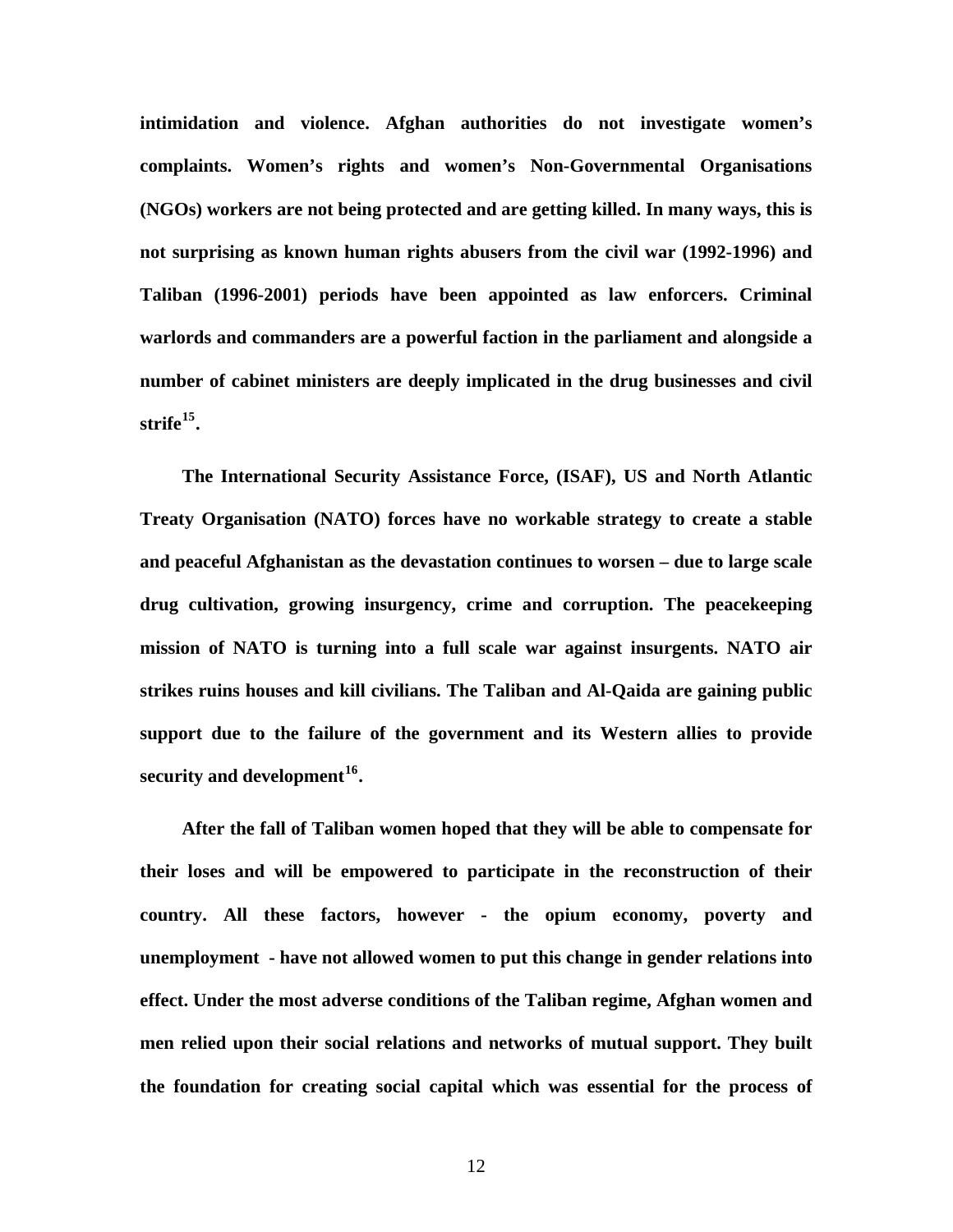**intimidation and violence. Afghan authorities do not investigate women's complaints. Women's rights and women's Non-Governmental Organisations (NGOs) workers are not being protected and are getting killed. In many ways, this is not surprising as known human rights abusers from the civil war (1992-1996) and Taliban (1996-2001) periods have been appointed as law enforcers. Criminal warlords and commanders are a powerful faction in the parliament and alongside a number of cabinet ministers are deeply implicated in the drug businesses and civil strife[15].**

**The International Security Assistance Force, (ISAF), US and North Atlantic Treaty Organisation (NATO) forces have no workable strategy to create a stable and peaceful Afghanistan as the devastation continues to worsen – due to large scale drug cultivation, growing insurgency, crime and corruption. The peacekeeping mission of NATO is turning into a full scale war against insurgents. NATO air strikes ruins houses and kill civilians. The Taliban and Al-Qaida are gaining public support due to the failure of the government and its Western allies to provide security and development[16].**

**After the fall of Taliban women hoped that they will be able to compensate for their loses and will be empowered to participate in the reconstruction of their country. All these factors, however - the opium economy, poverty and unemployment - have not allowed women to put this change in gender relations into effect. Under the most adverse conditions of the Taliban regime, Afghan women and men relied upon their social relations and networks of mutual support. They built the foundation for creating social capital which was essential for the process of**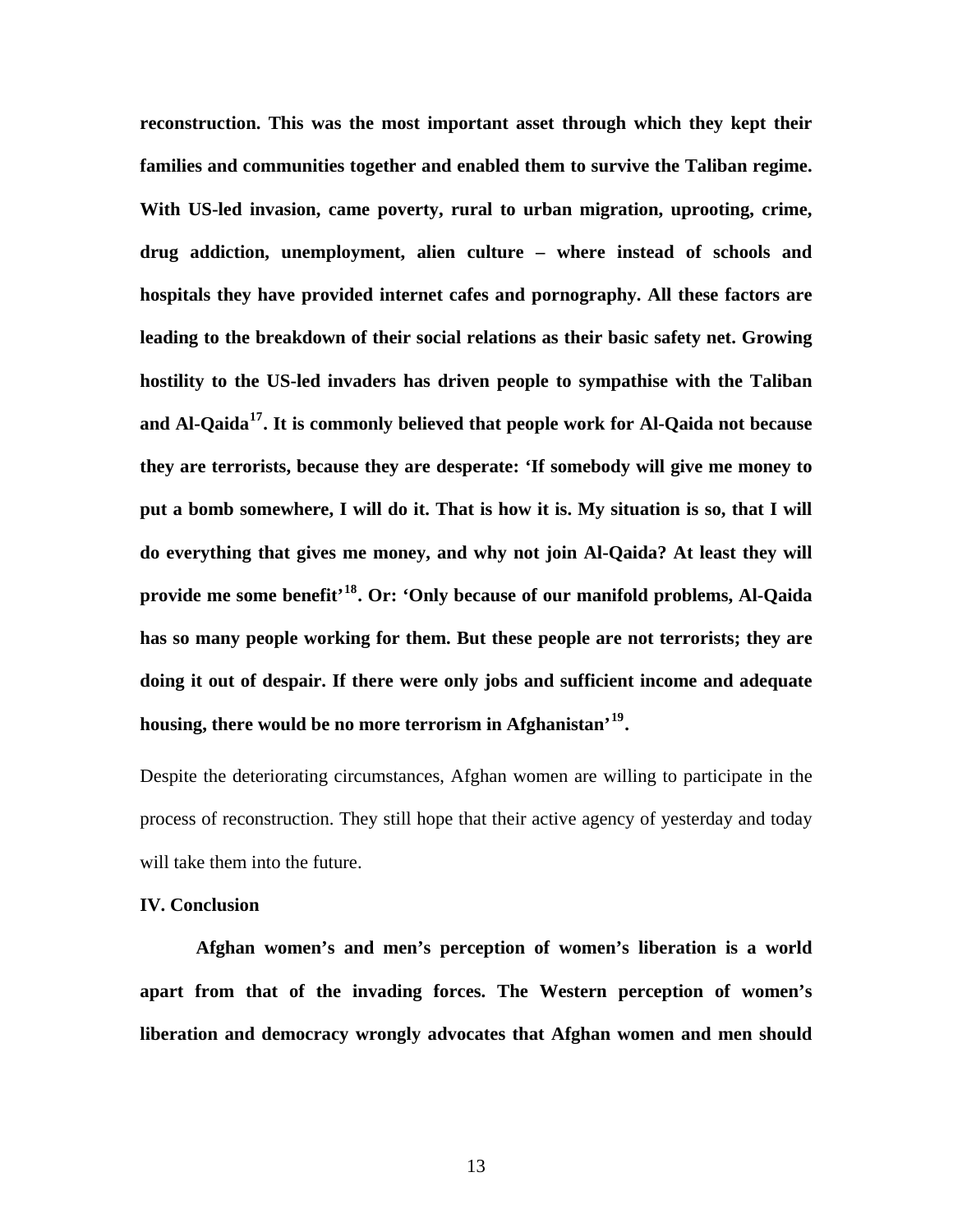**reconstruction. This was the most important asset through which they kept their families and communities together and enabled them to survive the Taliban regime. With US-led invasion, came poverty, rural to urban migration, uprooting, crime, drug addiction, unemployment, alien culture – where instead of schools and hospitals they have provided internet cafes and pornography. All these factors are leading to the breakdown of their social relations as their basic safety net. Growing hostility to the US-led invaders has driven people to sympathise with the Taliban and Al-Qaida[17]. It is commonly believed that people work for Al-Qaida not because they are terrorists, because they are desperate: 'If somebody will give me money to put a bomb somewhere, I will do it. That is how it is. My situation is so, that I will do everything that gives me money, and why not join Al-Qaida? At least they will provide me some benefit'[18]. Or: 'Only because of our manifold problems, Al-Qaida has so many people working for them. But these people are not terrorists; they are doing it out of despair. If there were only jobs and sufficient income and adequate housing, there would be no more terrorism in Afghanistan'[19].**

Despite the deteriorating circumstances, Afghan women are willing to participate in the process of reconstruction. They still hope that their active agency of yesterday and today will take them into the future.

## IV. Conclusion

**Afghan women's and men's perception of women's liberation is a world apart from that of the invading forces. The Western perception of women's liberation and democracy wrongly advocates that Afghan women and men should**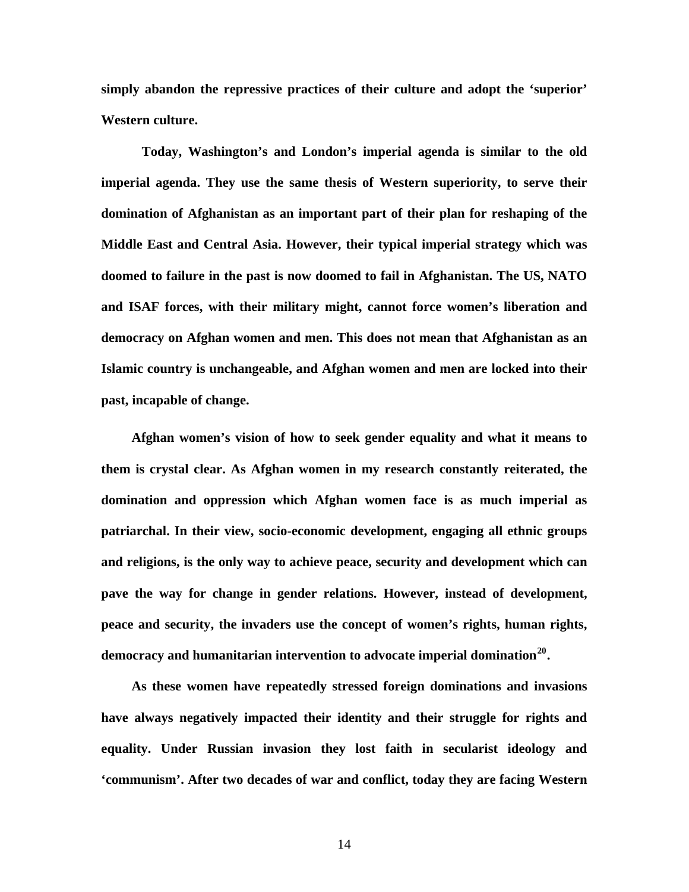**simply abandon the repressive practices of their culture and adopt the 'superior' Western culture.**

**Today, Washington's and London's imperial agenda is similar to the old imperial agenda. They use the same thesis of Western superiority, to serve their domination of Afghanistan as an important part of their plan for reshaping of the Middle East and Central Asia. However, their typical imperial strategy which was doomed to failure in the past is now doomed to fail in Afghanistan. The US, NATO and ISAF forces, with their military might, cannot force women's liberation and democracy on Afghan women and men. This does not mean that Afghanistan as an Islamic country is unchangeable, and Afghan women and men are locked into their past, incapable of change.**

**Afghan women's vision of how to seek gender equality and what it means to them is crystal clear. As Afghan women in my research constantly reiterated, the domination and oppression which Afghan women face is as much imperial as patriarchal. In their view, socio-economic development, engaging all ethnic groups and religions, is the only way to achieve peace, security and development which can pave the way for change in gender relations. However, instead of development, peace and security, the invaders use the concept of women's rights, human rights, democracy and humanitarian intervention to advocate imperial domination[20].**

**As these women have repeatedly stressed foreign dominations and invasions have always negatively impacted their identity and their struggle for rights and equality. Under Russian invasion they lost faith in secularist ideology and 'communism'. After two decades of war and conflict, today they are facing Western**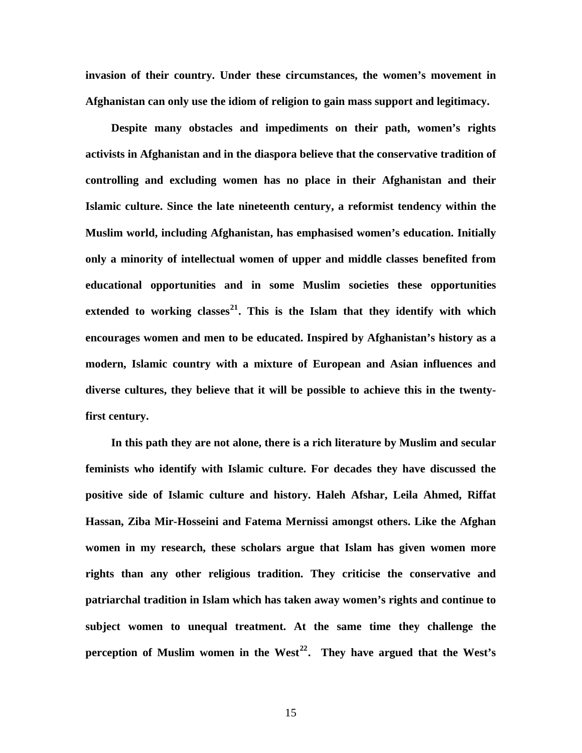**invasion of their country. Under these circumstances, the women's movement in Afghanistan can only use the idiom of religion to gain mass support and legitimacy.**

**Despite many obstacles and impediments on their path, women's rights activists in Afghanistan and in the diaspora believe that the conservative tradition of controlling and excluding women has no place in their Afghanistan and their Islamic culture. Since the late nineteenth century, a reformist tendency within the Muslim world, including Afghanistan, has emphasised women's education. Initially only a minority of intellectual women of upper and middle classes benefited from educational opportunities and in some Muslim societies these opportunities extended to working classes[21]. This is the Islam that they identify with which encourages women and men to be educated. Inspired by Afghanistan's history as a modern, Islamic country with a mixture of European and Asian influences and diverse cultures, they believe that it will be possible to achieve this in the twenty-first century.**

**In this path they are not alone, there is a rich literature by Muslim and secular feminists who identify with Islamic culture. For decades they have discussed the positive side of Islamic culture and history. Haleh Afshar, Leila Ahmed, Riffat Hassan, Ziba Mir-Hosseini and Fatema Mernissi amongst others. Like the Afghan women in my research, these scholars argue that Islam has given women more rights than any other religious tradition. They criticise the conservative and patriarchal tradition in Islam which has taken away women's rights and continue to subject women to unequal treatment. At the same time they challenge the perception of Muslim women in the West[22]. They have argued that the West's**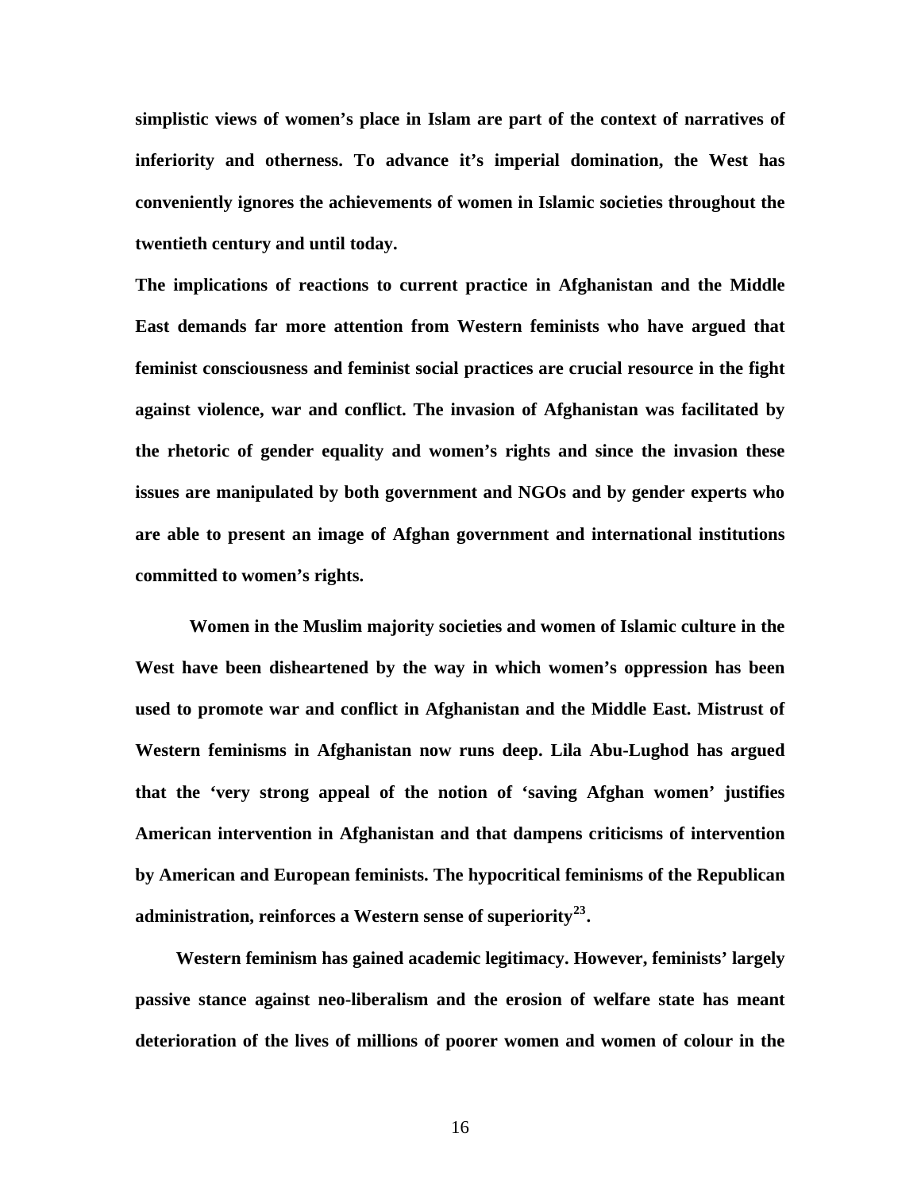**simplistic views of women's place in Islam are part of the context of narratives of inferiority and otherness. To advance it's imperial domination, the West has conveniently ignores the achievements of women in Islamic societies throughout the twentieth century and until today.**

**The implications of reactions to current practice in Afghanistan and the Middle East demands far more attention from Western feminists who have argued that feminist consciousness and feminist social practices are crucial resource in the fight against violence, war and conflict. The invasion of Afghanistan was facilitated by the rhetoric of gender equality and women's rights and since the invasion these issues are manipulated by both government and NGOs and by gender experts who are able to present an image of Afghan government and international institutions committed to women's rights.**

**Women in the Muslim majority societies and women of Islamic culture in the West have been disheartened by the way in which women's oppression has been used to promote war and conflict in Afghanistan and the Middle East. Mistrust of Western feminisms in Afghanistan now runs deep. Lila Abu-Lughod has argued that the 'very strong appeal of the notion of 'saving Afghan women' justifies American intervention in Afghanistan and that dampens criticisms of intervention by American and European feminists. The hypocritical feminisms of the Republican administration, reinforces a Western sense of superiority[23].**

**Western feminism has gained academic legitimacy. However, feminists' largely passive stance against neo-liberalism and the erosion of welfare state has meant deterioration of the lives of millions of poorer women and women of colour in the**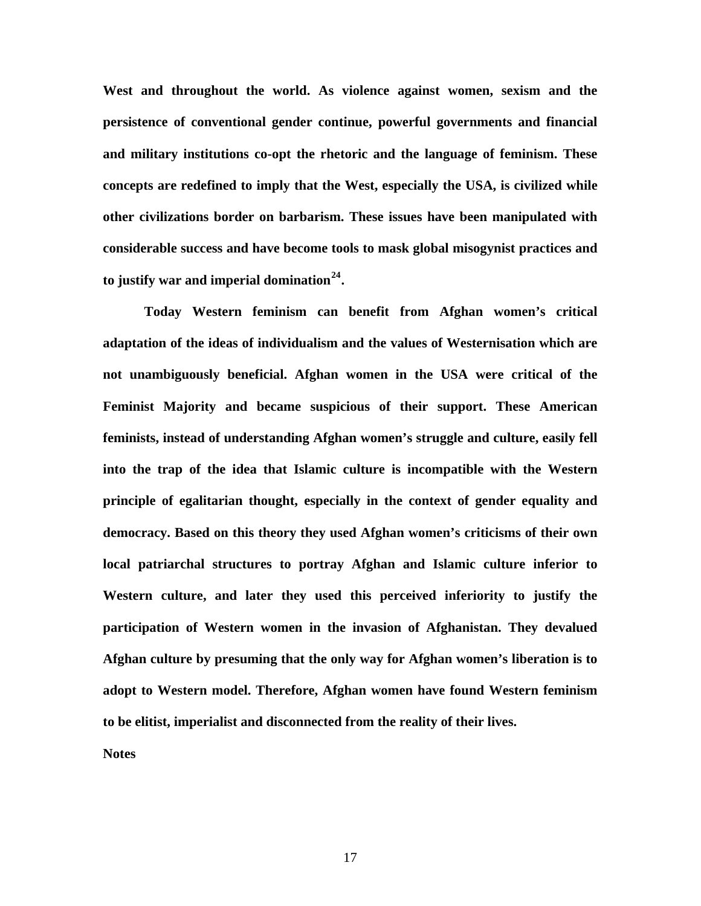**West and throughout the world. As violence against women, sexism and the persistence of conventional gender continue, powerful governments and financial and military institutions co-opt the rhetoric and the language of feminism. These concepts are redefined to imply that the West, especially the USA, is civilized while other civilizations border on barbarism. These issues have been manipulated with considerable success and have become tools to mask global misogynist practices and to justify war and imperial domination[24].**

**Today Western feminism can benefit from Afghan women's critical adaptation of the ideas of individualism and the values of Westernisation which are not unambiguously beneficial. Afghan women in the USA were critical of the Feminist Majority and became suspicious of their support. These American feminists, instead of understanding Afghan women's struggle and culture, easily fell into the trap of the idea that Islamic culture is incompatible with the Western principle of egalitarian thought, especially in the context of gender equality and democracy. Based on this theory they used Afghan women's criticisms of their own local patriarchal structures to portray Afghan and Islamic culture inferior to Western culture, and later they used this perceived inferiority to justify the participation of Western women in the invasion of Afghanistan. They devalued Afghan culture by presuming that the only way for Afghan women's liberation is to adopt to Western model. Therefore, Afghan women have found Western feminism to be elitist, imperialist and disconnected from the reality of their lives.**

**Notes**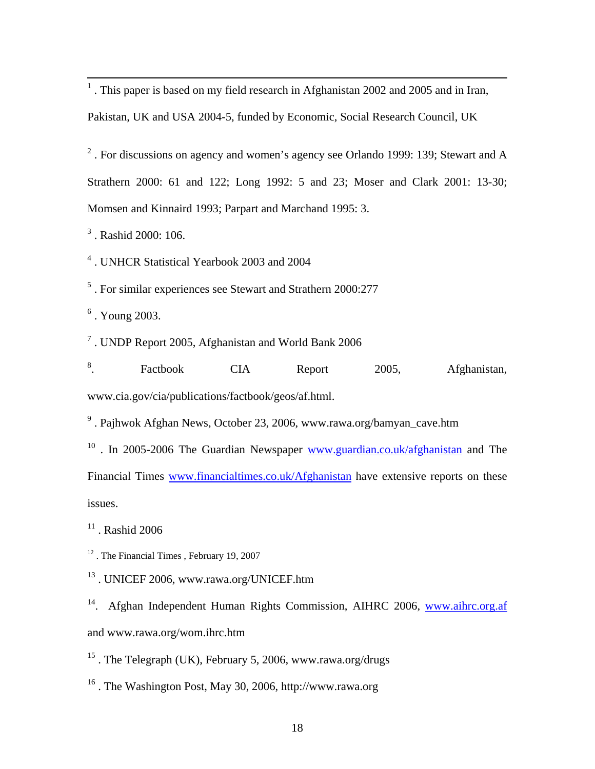[1] . This paper is based on my field research in Afghanistan 2002 and 2005 and in Iran, Pakistan, UK and USA 2004-5, funded by Economic, Social Research Council, UK

[2] . For discussions on agency and women's agency see Orlando 1999: 139; Stewart and A Strathern 2000: 61 and 122; Long 1992: 5 and 23; Moser and Clark 2001: 13-30; Momsen and Kinnaird 1993; Parpart and Marchand 1995: 3.

[3] . Rashid 2000: 106.

[4] . UNHCR Statistical Yearbook 2003 and 2004

[5] . For similar experiences see Stewart and Strathern 2000:277

[6] . Young 2003.

[7] . UNDP Report 2005, Afghanistan and World Bank 2006

[8]. Factbook CIA Report 2005, Afghanistan, www.cia.gov/cia/publications/factbook/geos/af.html.

[9] . Pajhwok Afghan News, October 23, 2006, www.rawa.org/bamyan_cave.htm

[10] . In 2005-2006 The Guardian Newspaper www.guardian.co.uk/afghanistan and The Financial Times www.financialtimes.co.uk/Afghanistan have extensive reports on these issues.

[11] . Rashid 2006

[12] . The Financial Times , February 19, 2007

[13] . UNICEF 2006, www.rawa.org/UNICEF.htm

[14]. Afghan Independent Human Rights Commission, AIHRC 2006, www.aihrc.org.af and www.rawa.org/wom.ihrc.htm

[15] . The Telegraph (UK), February 5, 2006, www.rawa.org/drugs

[16] . The Washington Post, May 30, 2006, http://www.rawa.org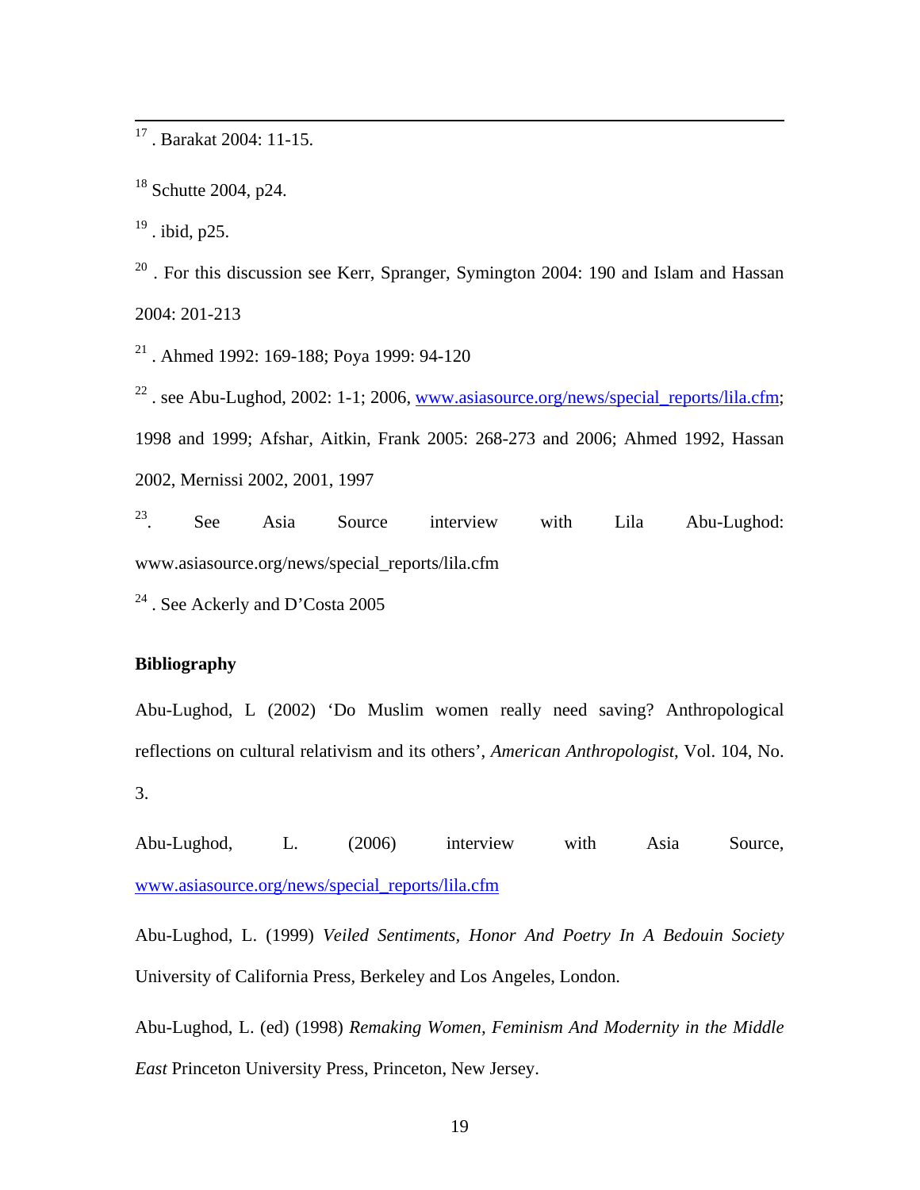[17] . Barakat 2004: 11-15.

[18] Schutte 2004, p24.

[19] . ibid, p25.

[20] . For this discussion see Kerr, Spranger, Symington 2004: 190 and Islam and Hassan 2004: 201-213

[21] . Ahmed 1992: 169-188; Poya 1999: 94-120

[22] . see Abu-Lughod, 2002: 1-1; 2006, www.asiasource.org/news/special_reports/lila.cfm; 1998 and 1999; Afshar, Aitkin, Frank 2005: 268-273 and 2006; Ahmed 1992, Hassan 2002, Mernissi 2002, 2001, 1997

[23]. See Asia Source interview with Lila Abu-Lughod: www.asiasource.org/news/special_reports/lila.cfm

[24] . See Ackerly and D'Costa 2005

**Bibliography**

Abu-Lughod, L (2002) 'Do Muslim women really need saving? Anthropological reflections on cultural relativism and its others', *American Anthropologist*, Vol. 104, No. 3.

Abu-Lughod, L. (2006) interview with Asia Source, www.asiasource.org/news/special_reports/lila.cfm

Abu-Lughod, L. (1999) *Veiled Sentiments, Honor And Poetry In A Bedouin Society* University of California Press, Berkeley and Los Angeles, London.

Abu-Lughod, L. (ed) (1998) *Remaking Women, Feminism And Modernity in the Middle East* Princeton University Press, Princeton, New Jersey.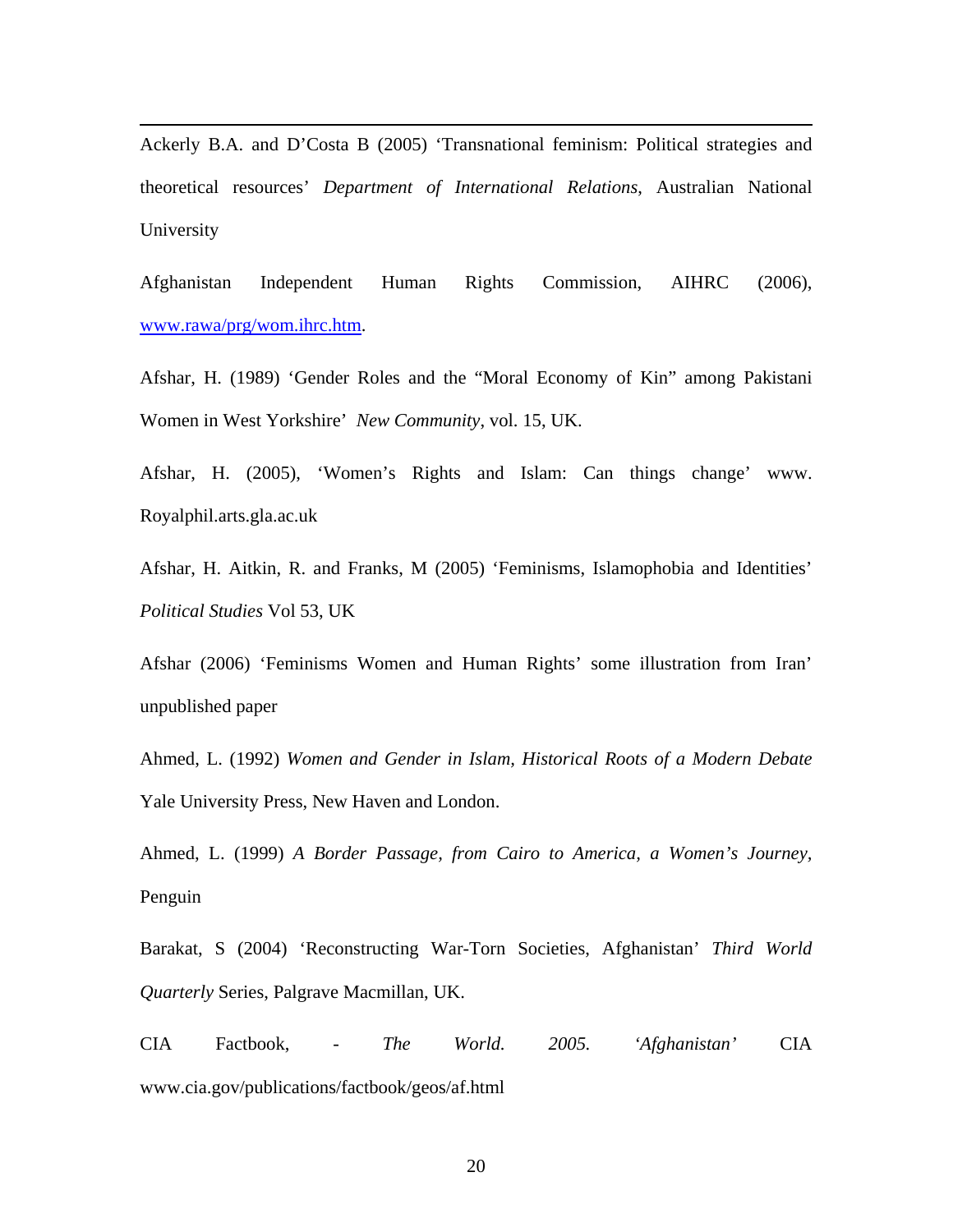Ackerly B.A. and D'Costa B (2005) 'Transnational feminism: Political strategies and theoretical resources' *Department of International Relations*, Australian National University

Afghanistan Independent Human Rights Commission, AIHRC (2006), www.rawa/prg/wom.ihrc.htm.

Afshar, H. (1989) 'Gender Roles and the "Moral Economy of Kin" among Pakistani Women in West Yorkshire' *New Community*, vol. 15, UK.

Afshar, H. (2005), 'Women's Rights and Islam: Can things change' www. Royalphil.arts.gla.ac.uk

Afshar, H. Aitkin, R. and Franks, M (2005) 'Feminisms, Islamophobia and Identities' *Political Studies* Vol 53, UK

Afshar (2006) 'Feminisms Women and Human Rights' some illustration from Iran' unpublished paper

Ahmed, L. (1992) *Women and Gender in Islam, Historical Roots of a Modern Debate* Yale University Press, New Haven and London.

Ahmed, L. (1999) *A Border Passage, from Cairo to America, a Women's Journey*, Penguin

Barakat, S (2004) 'Reconstructing War-Torn Societies, Afghanistan' *Third World Quarterly* Series, Palgrave Macmillan, UK.

CIA Factbook, - *The World. 2005. 'Afghanistan'* CIA www.cia.gov/publications/factbook/geos/af.html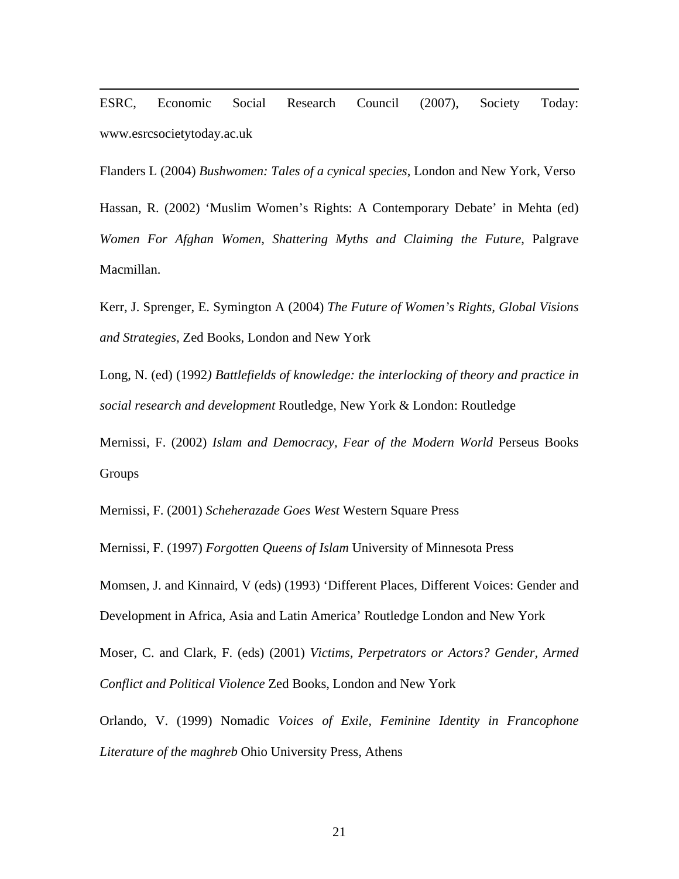ESRC, Economic Social Research Council (2007), Society Today: www.esrcsocietytoday.ac.uk

Flanders L (2004) *Bushwomen: Tales of a cynical species*, London and New York, Verso

Hassan, R. (2002) 'Muslim Women's Rights: A Contemporary Debate' in Mehta (ed) *Women For Afghan Women, Shattering Myths and Claiming the Future*, Palgrave Macmillan.

Kerr, J. Sprenger, E. Symington A (2004) *The Future of Women's Rights, Global Visions and Strategies,* Zed Books, London and New York

Long, N. (ed) (1992*) Battlefields of knowledge: the interlocking of theory and practice in social research and development* Routledge, New York & London: Routledge

Mernissi, F. (2002) *Islam and Democracy, Fear of the Modern World* Perseus Books Groups

Mernissi, F. (2001) *Scheherazade Goes West* Western Square Press

Mernissi, F. (1997) *Forgotten Queens of Islam* University of Minnesota Press

Momsen, J. and Kinnaird, V (eds) (1993) 'Different Places, Different Voices: Gender and Development in Africa, Asia and Latin America' Routledge London and New York

Moser, C. and Clark, F. (eds) (2001) *Victims, Perpetrators or Actors? Gender, Armed Conflict and Political Violence* Zed Books, London and New York

Orlando, V. (1999) Nomadic *Voices of Exile, Feminine Identity in Francophone Literature of the maghreb* Ohio University Press, Athens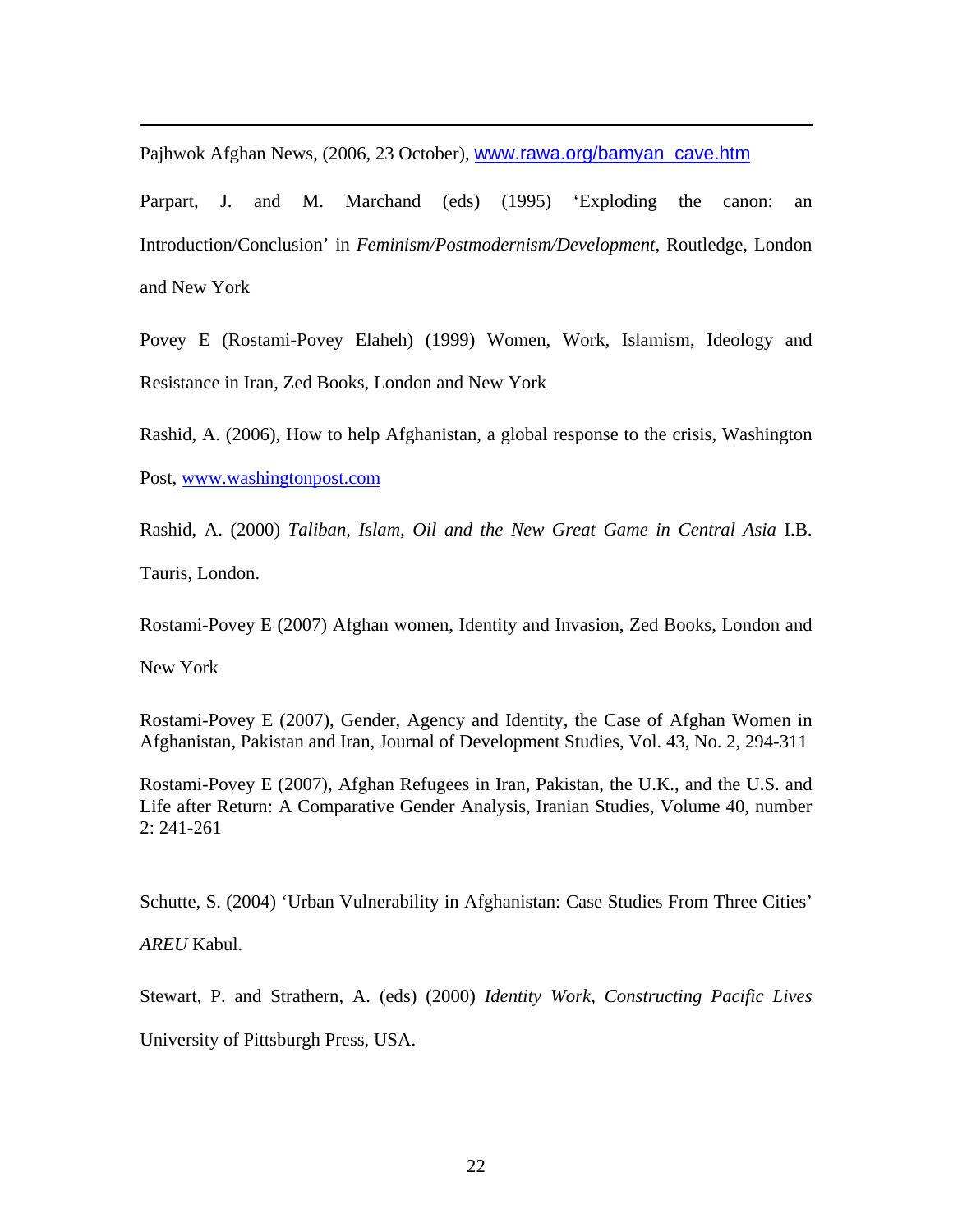Pajhwok Afghan News, (2006, 23 October), www.rawa.org/bamyan_cave.htm

Parpart, J. and M. Marchand (eds) (1995) 'Exploding the canon: an Introduction/Conclusion' in *Feminism/Postmodernism/Development*, Routledge, London and New York

Povey E (Rostami-Povey Elaheh) (1999) Women, Work, Islamism, Ideology and Resistance in Iran, Zed Books, London and New York

Rashid, A. (2006), How to help Afghanistan, a global response to the crisis, Washington Post, www.washingtonpost.com

Rashid, A. (2000) *Taliban, Islam, Oil and the New Great Game in Central Asia* I.B. Tauris, London.

Rostami-Povey E (2007) Afghan women, Identity and Invasion, Zed Books, London and New York

Rostami-Povey E (2007), Gender, Agency and Identity, the Case of Afghan Women in Afghanistan, Pakistan and Iran, Journal of Development Studies, Vol. 43, No. 2, 294-311

Rostami-Povey E (2007), Afghan Refugees in Iran, Pakistan, the U.K., and the U.S. and Life after Return: A Comparative Gender Analysis, Iranian Studies, Volume 40, number 2: 241-261

Schutte, S. (2004) 'Urban Vulnerability in Afghanistan: Case Studies From Three Cities' *AREU* Kabul.

Stewart, P. and Strathern, A. (eds) (2000) *Identity Work, Constructing Pacific Lives* University of Pittsburgh Press, USA.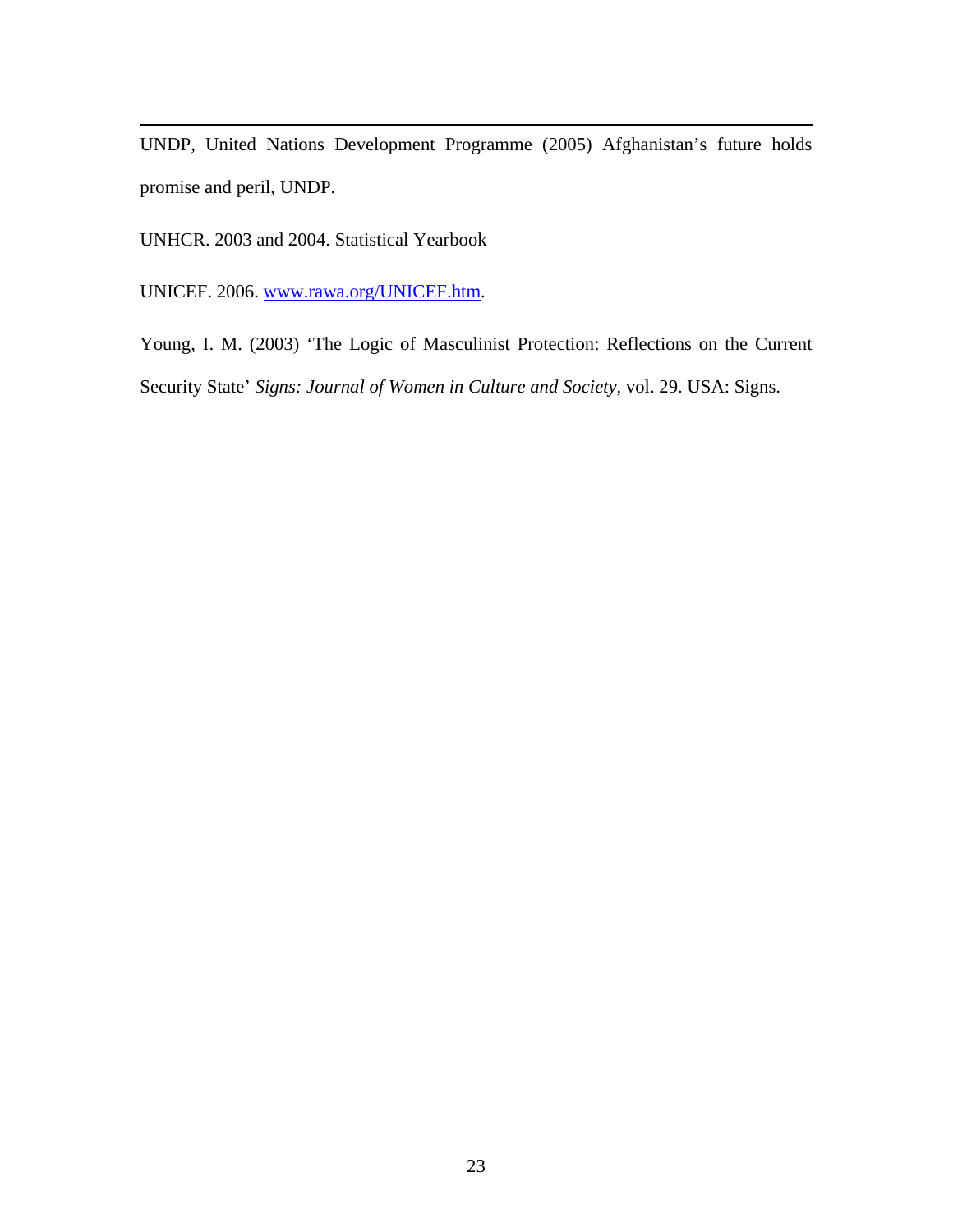UNDP, United Nations Development Programme (2005) Afghanistan's future holds promise and peril, UNDP.

UNHCR. 2003 and 2004. Statistical Yearbook

UNICEF. 2006. www.rawa.org/UNICEF.htm.

Young, I. M. (2003) 'The Logic of Masculinist Protection: Reflections on the Current Security State' *Signs: Journal of Women in Culture and Society*, vol. 29. USA: Signs.